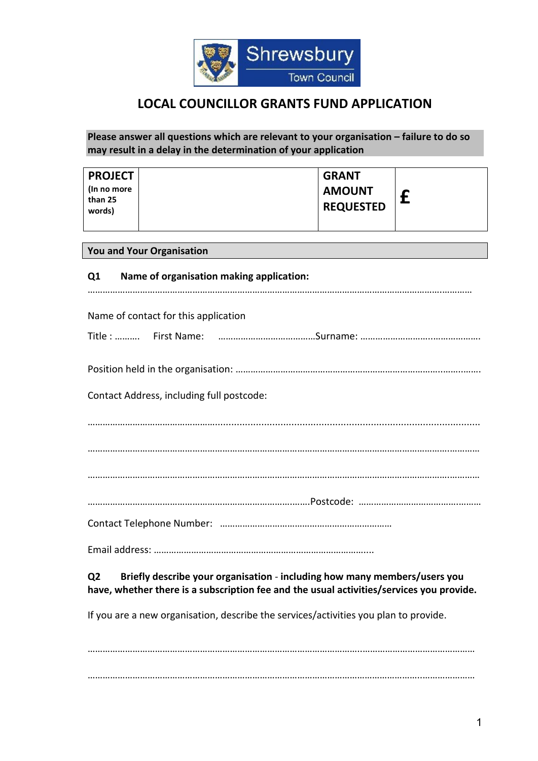Shrewsbury Town Council

# LOCAL COUNCILLOR GRANTS FUND APPLICATION

**Please answer all questions which are relevant to your organisation – failure to do so may result in a delay in the determination of your application**

| **PROJECT** (In no more than 25 words) | | **GRANT AMOUNT REQUESTED** | **£** |
|---|---|---|---|

**You and Your Organisation**

**Q1 Name of organisation making application:**

……………………………………………………………………………………………………………………………………

Name of contact for this application

Title : ………. First Name: …………………………………Surname: ………………………………………….

Position held in the organisation: ……………………………………………………………………………………

Contact Address, including full postcode:

……………………………………………………………………………………………………………………………………

……………………………………………………………………………………………………………………………………

……………………………………………………………………………………………………………………………………

………………………………………………………………………………Postcode: …………………………………………

Contact Telephone Number: ……………………………………………………………

Email address: ……………………………………………………………………………..

**Q2 Briefly describe your organisation** - **including how many members/users you have, whether there is a subscription fee and the usual activities/services you provide.**

If you are a new organisation, describe the services/activities you plan to provide.

……………………………………………………………………………………………………………………………………

……………………………………………………………………………………………………………………………………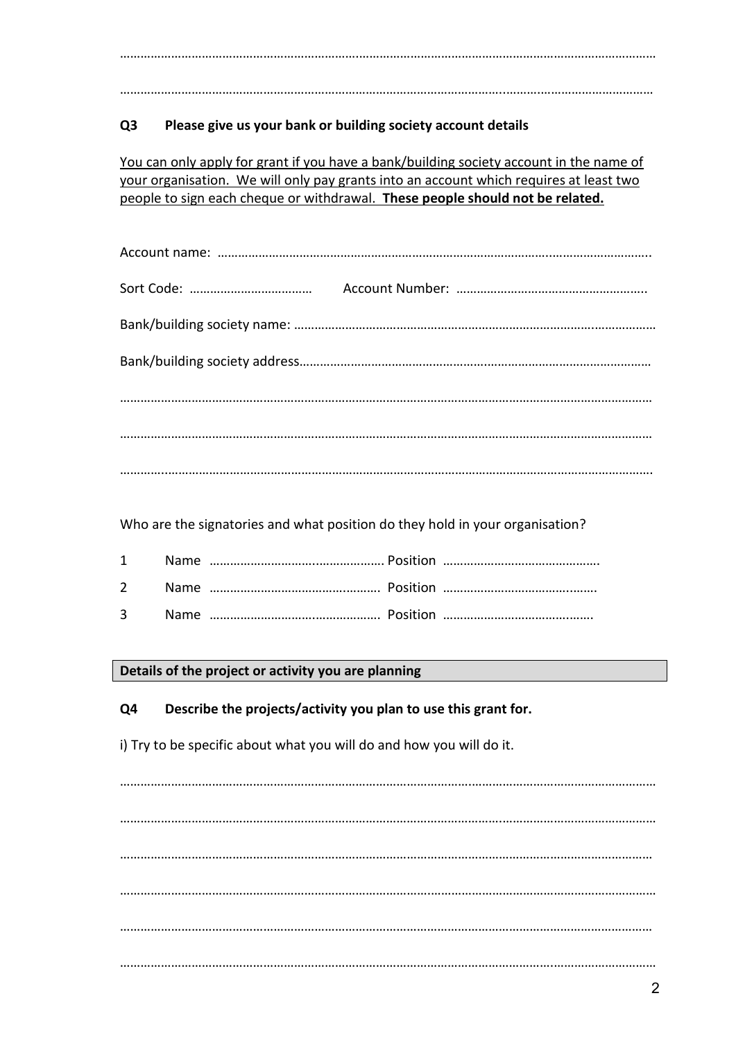……………………………………………………………………………………………………………………………………………

……………………………………………………………………………………………………………………………………………

**Q3 Please give us your bank or building society account details**

You can only apply for grant if you have a bank/building society account in the name of your organisation. We will only pay grants into an account which requires at least two people to sign each cheque or withdrawal. **These people should not be related.**

Account name: ……………………………………………………………………………………………………………….

Sort Code: ……………………………… Account Number: ……………………………………………….

Bank/building society name: ……………………………………………………………………………………………

Bank/building society address…………………………………………………………………………………………

……………………………………………………………………………………………………………………………………………

……………………………………………………………………………………………………………………………………………

……………………………………………………………………………………………………………………………………………

Who are the signatories and what position do they hold in your organisation?

1 Name ……………………………………………. Position ……………………………………….

2 Name ……………………………………………. Position ……………………………………….

3 Name ……………………………………………. Position ……………………………………….

**Details of the project or activity you are planning**

**Q4 Describe the projects/activity you plan to use this grant for.**

i) Try to be specific about what you will do and how you will do it.

……………………………………………………………………………………………………………………………………………

……………………………………………………………………………………………………………………………………………

……………………………………………………………………………………………………………………………………………

……………………………………………………………………………………………………………………………………………

……………………………………………………………………………………………………………………………………………

……………………………………………………………………………………………………………………………………………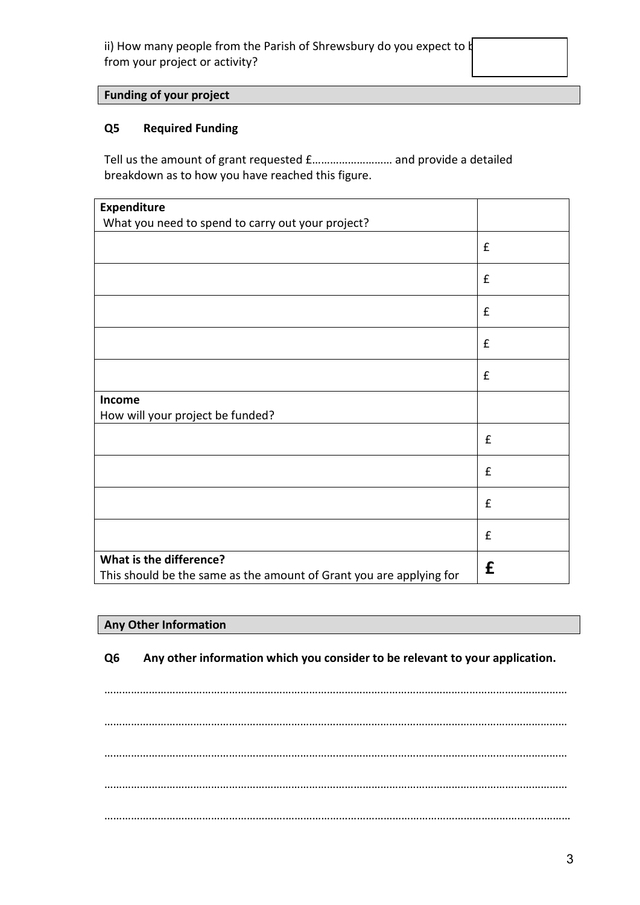ii) How many people from the Parish of Shrewsbury do you expect to b from your project or activity?

## Funding of your project

### Q5 Required Funding

Tell us the amount of grant requested £……………………… and provide a detailed breakdown as to how you have reached this figure.

| **Expenditure**<br>What you need to spend to carry out your project? | |
|---|---|
| | £ |
| | £ |
| | £ |
| | £ |
| | £ |
| **Income**<br>How will your project be funded? | |
| | £ |
| | £ |
| | £ |
| | £ |
| **What is the difference?**<br>This should be the same as the amount of Grant you are applying for | **£** |

## Any Other Information

### Q6 Any other information which you consider to be relevant to your application.

…………………………………………………………………………………………………………………………………………

…………………………………………………………………………………………………………………………………………

…………………………………………………………………………………………………………………………………………

…………………………………………………………………………………………………………………………………………

…………………………………………………………………………………………………………………………………………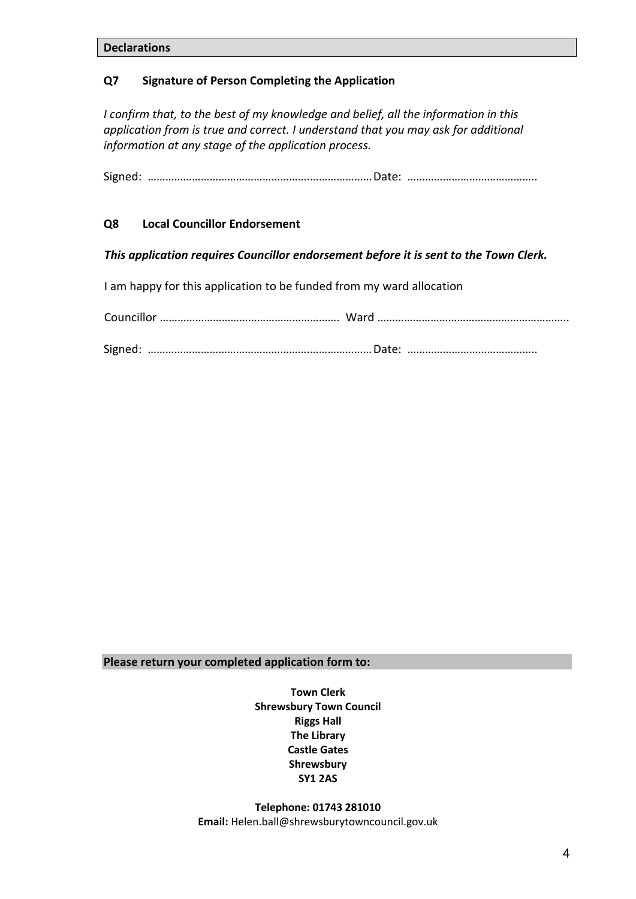**Declarations**

### Q7 Signature of Person Completing the Application

*I confirm that, to the best of my knowledge and belief, all the information in this application from is true and correct. I understand that you may ask for additional information at any stage of the application process.*

Signed: ………………………………………………..…………………Date: ……………………………………..

### Q8 Local Councillor Endorsement

***This application requires Councillor endorsement before it is sent to the Town Clerk.***

I am happy for this application to be funded from my ward allocation

Councillor …………………………………………………… Ward ………………………………………………………..

Signed: ………………………………………………..…………………Date: ……………………………………..

**Please return your completed application form to:**

**Town Clerk**
**Shrewsbury Town Council**
**Riggs Hall**
**The Library**
**Castle Gates**
**Shrewsbury**
**SY1 2AS**

**Telephone: 01743 281010**
**Email:** Helen.ball@shrewsburytowncouncil.gov.uk